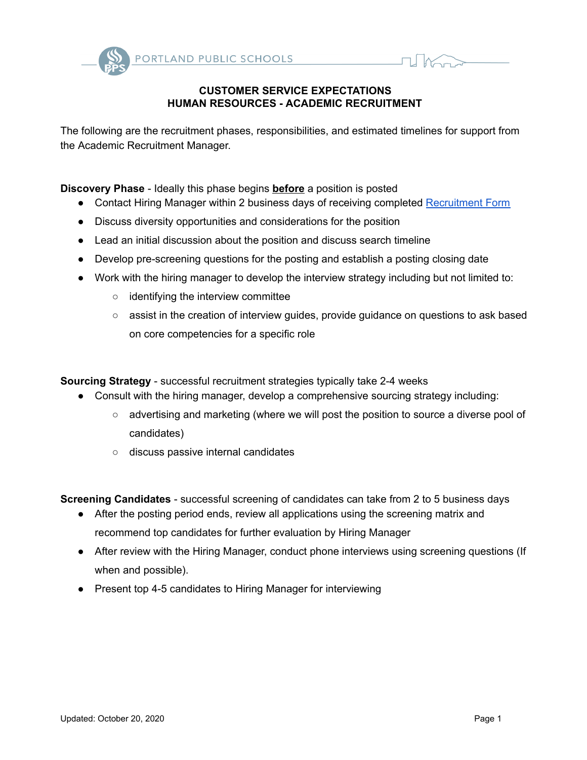**CUSTOMER SERVICE EXPECTATIONS**
**HUMAN RESOURCES - ACADEMIC RECRUITMENT**

The following are the recruitment phases, responsibilities, and estimated timelines for support from the Academic Recruitment Manager.

**Discovery Phase** - Ideally this phase begins **before** a position is posted

- Contact Hiring Manager within 2 business days of receiving completed Recruitment Form
- Discuss diversity opportunities and considerations for the position
- Lead an initial discussion about the position and discuss search timeline
- Develop pre-screening questions for the posting and establish a posting closing date
- Work with the hiring manager to develop the interview strategy including but not limited to:
  - identifying the interview committee
  - assist in the creation of interview guides, provide guidance on questions to ask based on core competencies for a specific role

**Sourcing Strategy** - successful recruitment strategies typically take 2-4 weeks

- Consult with the hiring manager, develop a comprehensive sourcing strategy including:
  - advertising and marketing (where we will post the position to source a diverse pool of candidates)
  - discuss passive internal candidates

**Screening Candidates** - successful screening of candidates can take from 2 to 5 business days

- After the posting period ends, review all applications using the screening matrix and recommend top candidates for further evaluation by Hiring Manager
- After review with the Hiring Manager, conduct phone interviews using screening questions (If when and possible).
- Present top 4-5 candidates to Hiring Manager for interviewing

Updated: October 20, 2020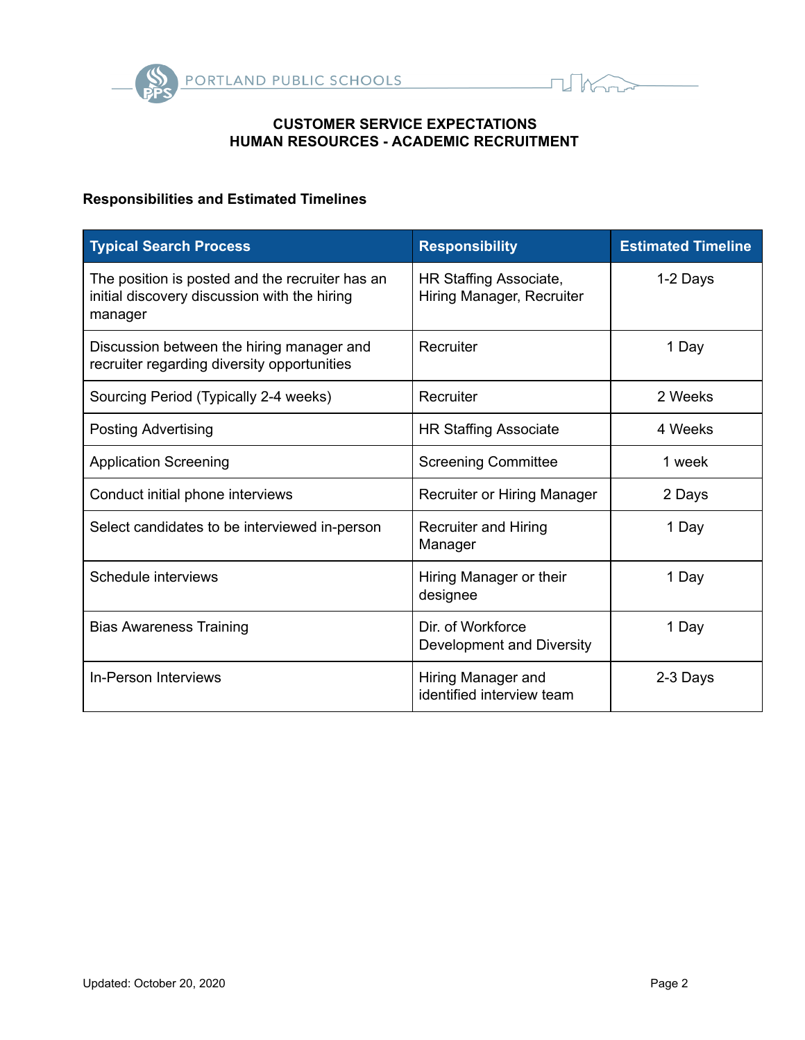**CUSTOMER SERVICE EXPECTATIONS**
**HUMAN RESOURCES - ACADEMIC RECRUITMENT**

**Responsibilities and Estimated Timelines**

| Typical Search Process | Responsibility | Estimated Timeline |
|---|---|---|
| The position is posted and the recruiter has an initial discovery discussion with the hiring manager | HR Staffing Associate, Hiring Manager, Recruiter | 1-2 Days |
| Discussion between the hiring manager and recruiter regarding diversity opportunities | Recruiter | 1 Day |
| Sourcing Period (Typically 2-4 weeks) | Recruiter | 2 Weeks |
| Posting Advertising | HR Staffing Associate | 4 Weeks |
| Application Screening | Screening Committee | 1 week |
| Conduct initial phone interviews | Recruiter or Hiring Manager | 2 Days |
| Select candidates to be interviewed in-person | Recruiter and Hiring Manager | 1 Day |
| Schedule interviews | Hiring Manager or their designee | 1 Day |
| Bias Awareness Training | Dir. of Workforce Development and Diversity | 1 Day |
| In-Person Interviews | Hiring Manager and identified interview team | 2-3 Days |

Updated: October 20, 2020